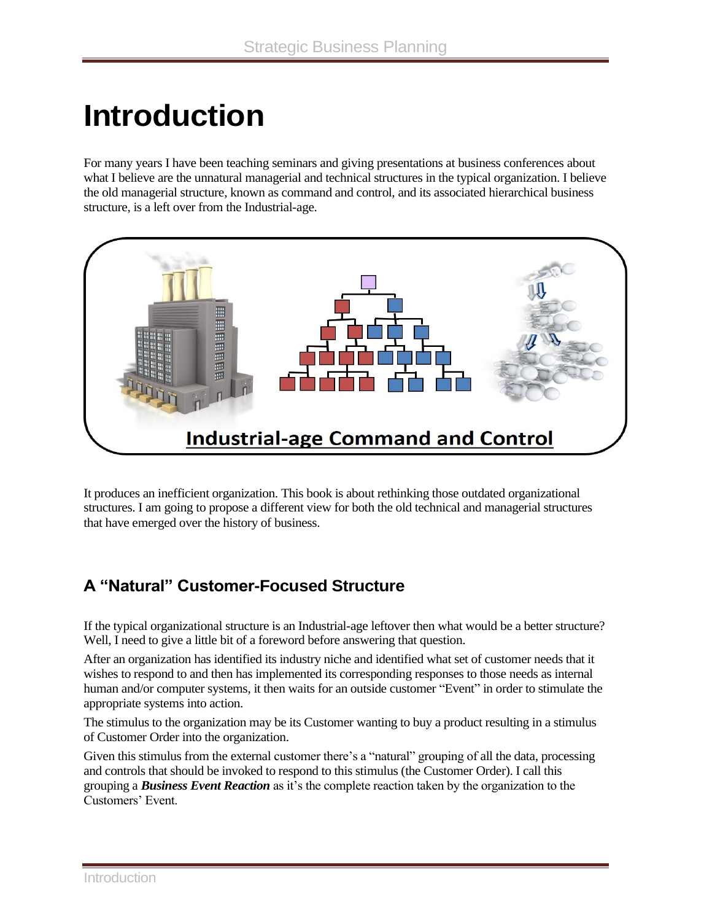# Introduction

For many years I have been teaching seminars and giving presentations at business conferences about what I believe are the unnatural managerial and technical structures in the typical organization. I believe the old managerial structure, known as command and control, and its associated hierarchical business structure, is a left over from the Industrial-age.

Industrial-age Command and Control

It produces an inefficient organization. This book is about rethinking those outdated organizational structures. I am going to propose a different view for both the old technical and managerial structures that have emerged over the history of business.

## A "Natural" Customer-Focused Structure

If the typical organizational structure is an Industrial-age leftover then what would be a better structure? Well, I need to give a little bit of a foreword before answering that question.

After an organization has identified its industry niche and identified what set of customer needs that it wishes to respond to and then has implemented its corresponding responses to those needs as internal human and/or computer systems, it then waits for an outside customer "Event" in order to stimulate the appropriate systems into action.

The stimulus to the organization may be its Customer wanting to buy a product resulting in a stimulus of Customer Order into the organization.

Given this stimulus from the external customer there's a "natural" grouping of all the data, processing and controls that should be invoked to respond to this stimulus (the Customer Order). I call this grouping a ***Business Event Reaction*** as it's the complete reaction taken by the organization to the Customers' Event.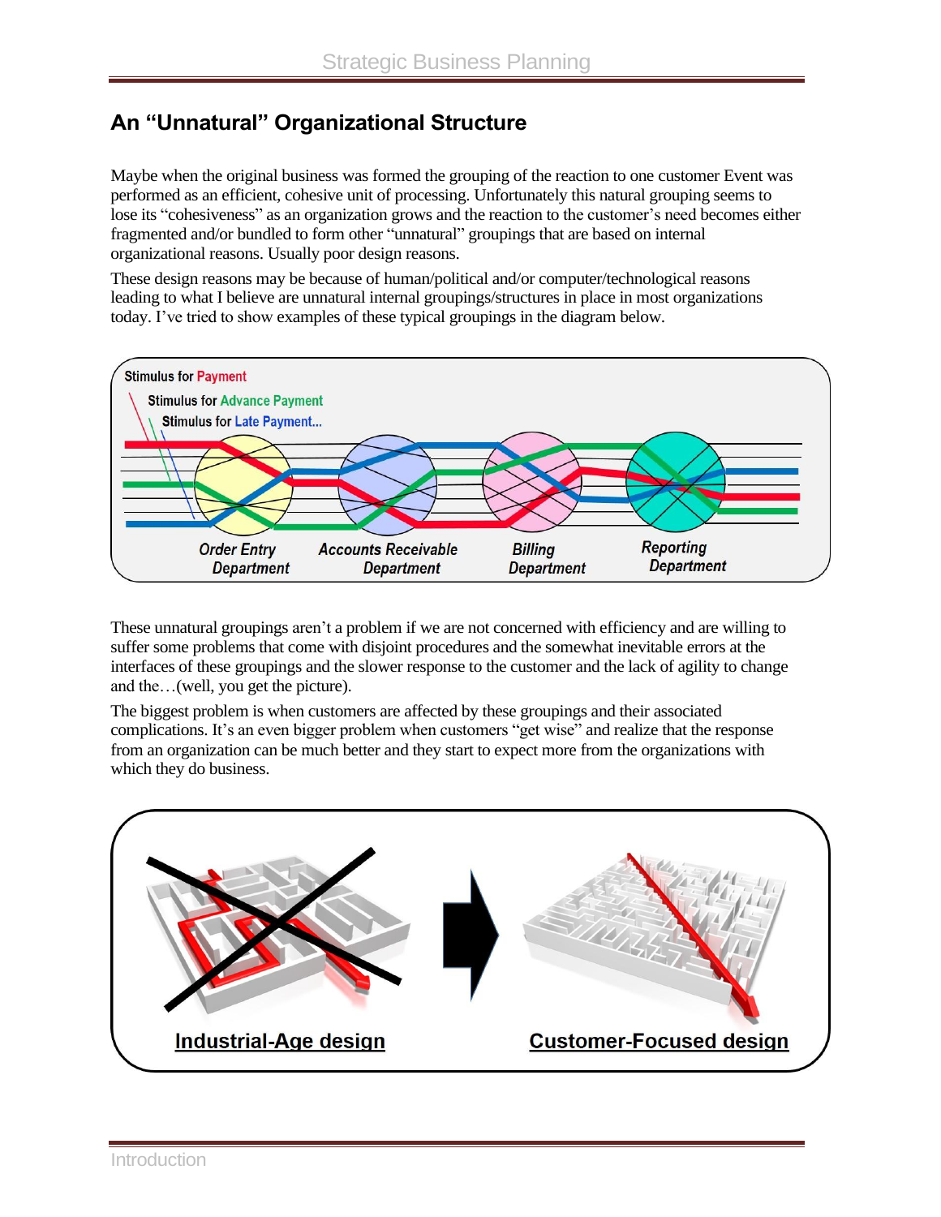## An "Unnatural" Organizational Structure

Maybe when the original business was formed the grouping of the reaction to one customer Event was performed as an efficient, cohesive unit of processing. Unfortunately this natural grouping seems to lose its "cohesiveness" as an organization grows and the reaction to the customer's need becomes either fragmented and/or bundled to form other "unnatural" groupings that are based on internal organizational reasons. Usually poor design reasons.

These design reasons may be because of human/political and/or computer/technological reasons leading to what I believe are unnatural internal groupings/structures in place in most organizations today. I've tried to show examples of these typical groupings in the diagram below.

These unnatural groupings aren't a problem if we are not concerned with efficiency and are willing to suffer some problems that come with disjoint procedures and the somewhat inevitable errors at the interfaces of these groupings and the slower response to the customer and the lack of agility to change and the…(well, you get the picture).

The biggest problem is when customers are affected by these groupings and their associated complications. It's an even bigger problem when customers "get wise" and realize that the response from an organization can be much better and they start to expect more from the organizations with which they do business.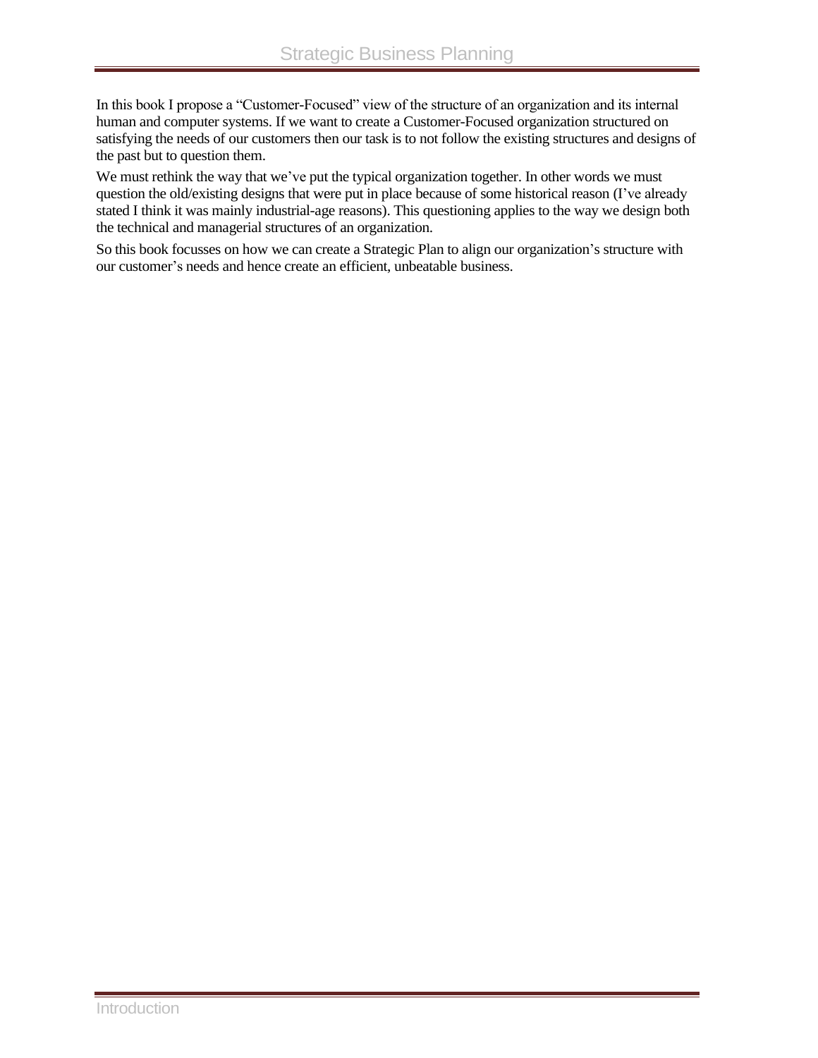In this book I propose a "Customer-Focused" view of the structure of an organization and its internal human and computer systems. If we want to create a Customer-Focused organization structured on satisfying the needs of our customers then our task is to not follow the existing structures and designs of the past but to question them.

We must rethink the way that we've put the typical organization together. In other words we must question the old/existing designs that were put in place because of some historical reason (I've already stated I think it was mainly industrial-age reasons). This questioning applies to the way we design both the technical and managerial structures of an organization.

So this book focusses on how we can create a Strategic Plan to align our organization's structure with our customer's needs and hence create an efficient, unbeatable business.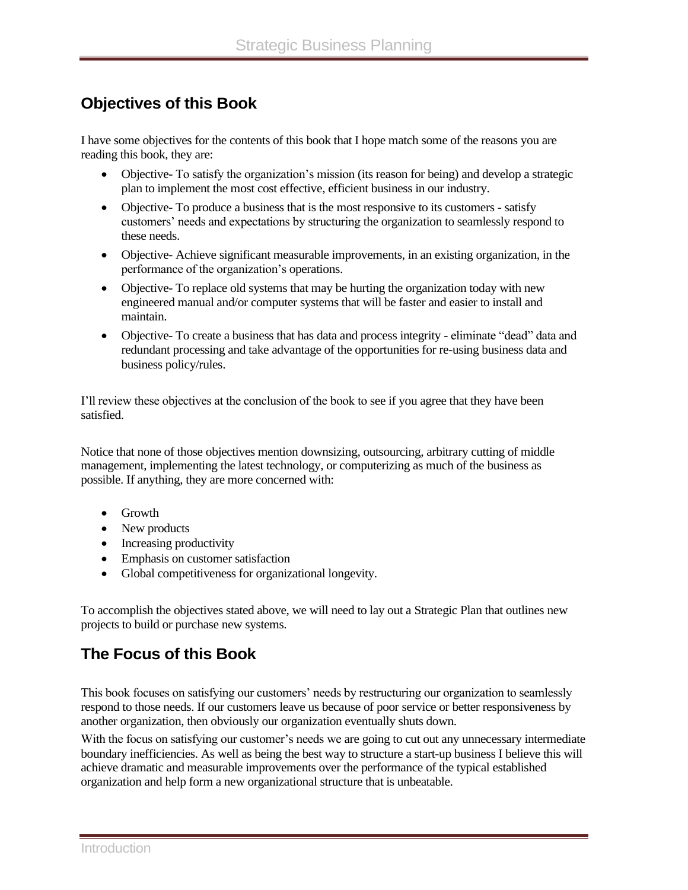## Objectives of this Book

I have some objectives for the contents of this book that I hope match some of the reasons you are reading this book, they are:

- Objective- To satisfy the organization's mission (its reason for being) and develop a strategic plan to implement the most cost effective, efficient business in our industry.
- Objective- To produce a business that is the most responsive to its customers - satisfy customers' needs and expectations by structuring the organization to seamlessly respond to these needs.
- Objective- Achieve significant measurable improvements, in an existing organization, in the performance of the organization's operations.
- Objective- To replace old systems that may be hurting the organization today with new engineered manual and/or computer systems that will be faster and easier to install and maintain.
- Objective- To create a business that has data and process integrity - eliminate "dead" data and redundant processing and take advantage of the opportunities for re-using business data and business policy/rules.

I'll review these objectives at the conclusion of the book to see if you agree that they have been satisfied.

Notice that none of those objectives mention downsizing, outsourcing, arbitrary cutting of middle management, implementing the latest technology, or computerizing as much of the business as possible. If anything, they are more concerned with:

- Growth
- New products
- Increasing productivity
- Emphasis on customer satisfaction
- Global competitiveness for organizational longevity.

To accomplish the objectives stated above, we will need to lay out a Strategic Plan that outlines new projects to build or purchase new systems.

## The Focus of this Book

This book focuses on satisfying our customers' needs by restructuring our organization to seamlessly respond to those needs. If our customers leave us because of poor service or better responsiveness by another organization, then obviously our organization eventually shuts down.

With the focus on satisfying our customer's needs we are going to cut out any unnecessary intermediate boundary inefficiencies. As well as being the best way to structure a start-up business I believe this will achieve dramatic and measurable improvements over the performance of the typical established organization and help form a new organizational structure that is unbeatable.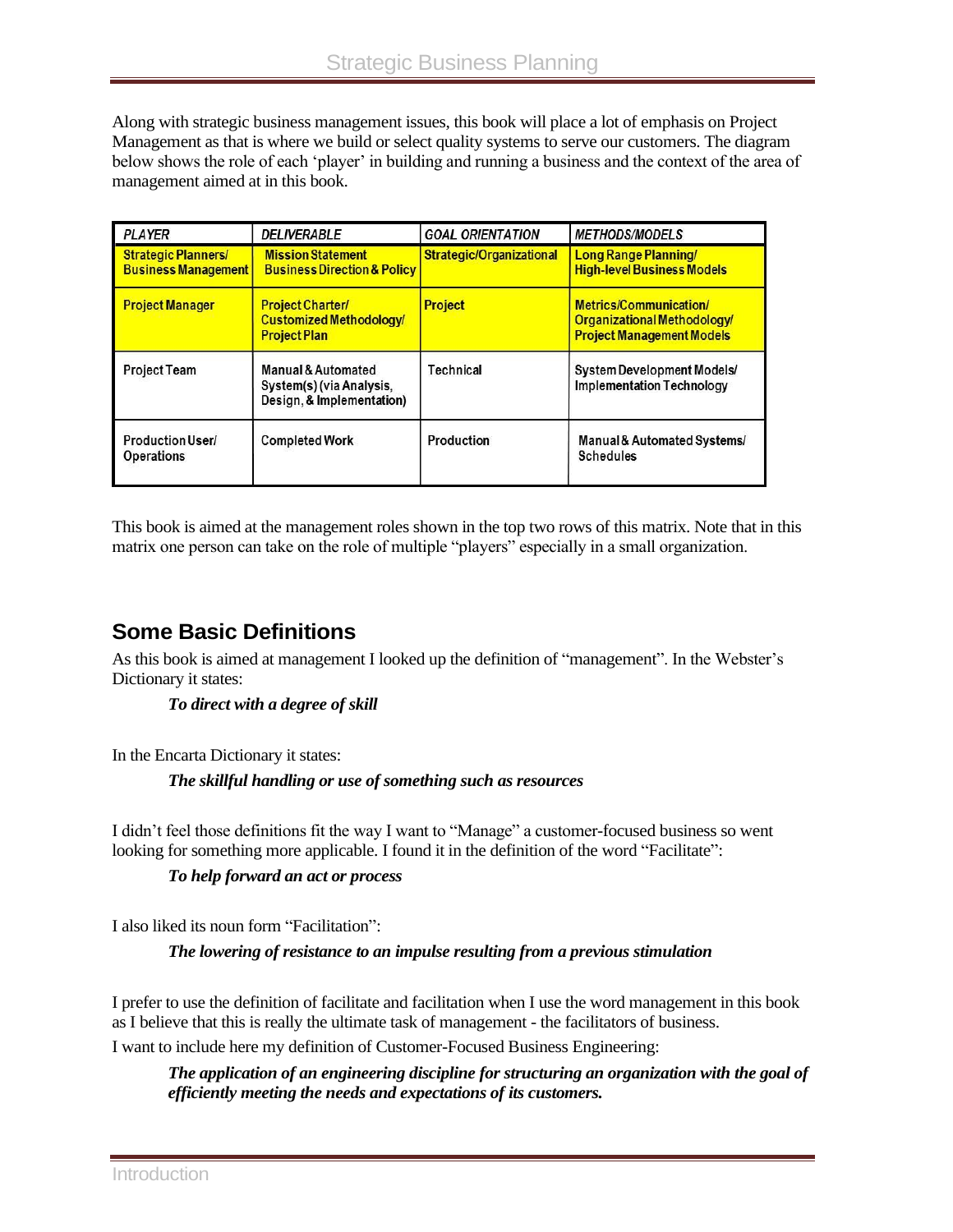Along with strategic business management issues, this book will place a lot of emphasis on Project Management as that is where we build or select quality systems to serve our customers. The diagram below shows the role of each 'player' in building and running a business and the context of the area of management aimed at in this book.

| *PLAYER* | *DELIVERABLE* | *GOAL ORIENTATION* | *METHODS/MODELS* |
|---|---|---|---|
| **Strategic Planners/ Business Management** | **Mission Statement Business Direction & Policy** | **Strategic/Organizational** | **Long Range Planning/ High-level Business Models** |
| **Project Manager** | **Project Charter/ Customized Methodology/ Project Plan** | **Project** | **Metrics/Communication/ Organizational Methodology/ Project Management Models** |
| Project Team | Manual & Automated System(s) (via Analysis, Design, & Implementation) | Technical | System Development Models/ Implementation Technology |
| Production User/ Operations | Completed Work | Production | Manual & Automated Systems/ Schedules |

This book is aimed at the management roles shown in the top two rows of this matrix. Note that in this matrix one person can take on the role of multiple "players" especially in a small organization.

## Some Basic Definitions

As this book is aimed at management I looked up the definition of "management". In the Webster's Dictionary it states:

> ***To direct with a degree of skill***

In the Encarta Dictionary it states:

> ***The skillful handling or use of something such as resources***

I didn't feel those definitions fit the way I want to "Manage" a customer-focused business so went looking for something more applicable. I found it in the definition of the word "Facilitate":

> ***To help forward an act or process***

I also liked its noun form "Facilitation":

> ***The lowering of resistance to an impulse resulting from a previous stimulation***

I prefer to use the definition of facilitate and facilitation when I use the word management in this book as I believe that this is really the ultimate task of management - the facilitators of business.

I want to include here my definition of Customer-Focused Business Engineering:

> ***The application of an engineering discipline for structuring an organization with the goal of efficiently meeting the needs and expectations of its customers.***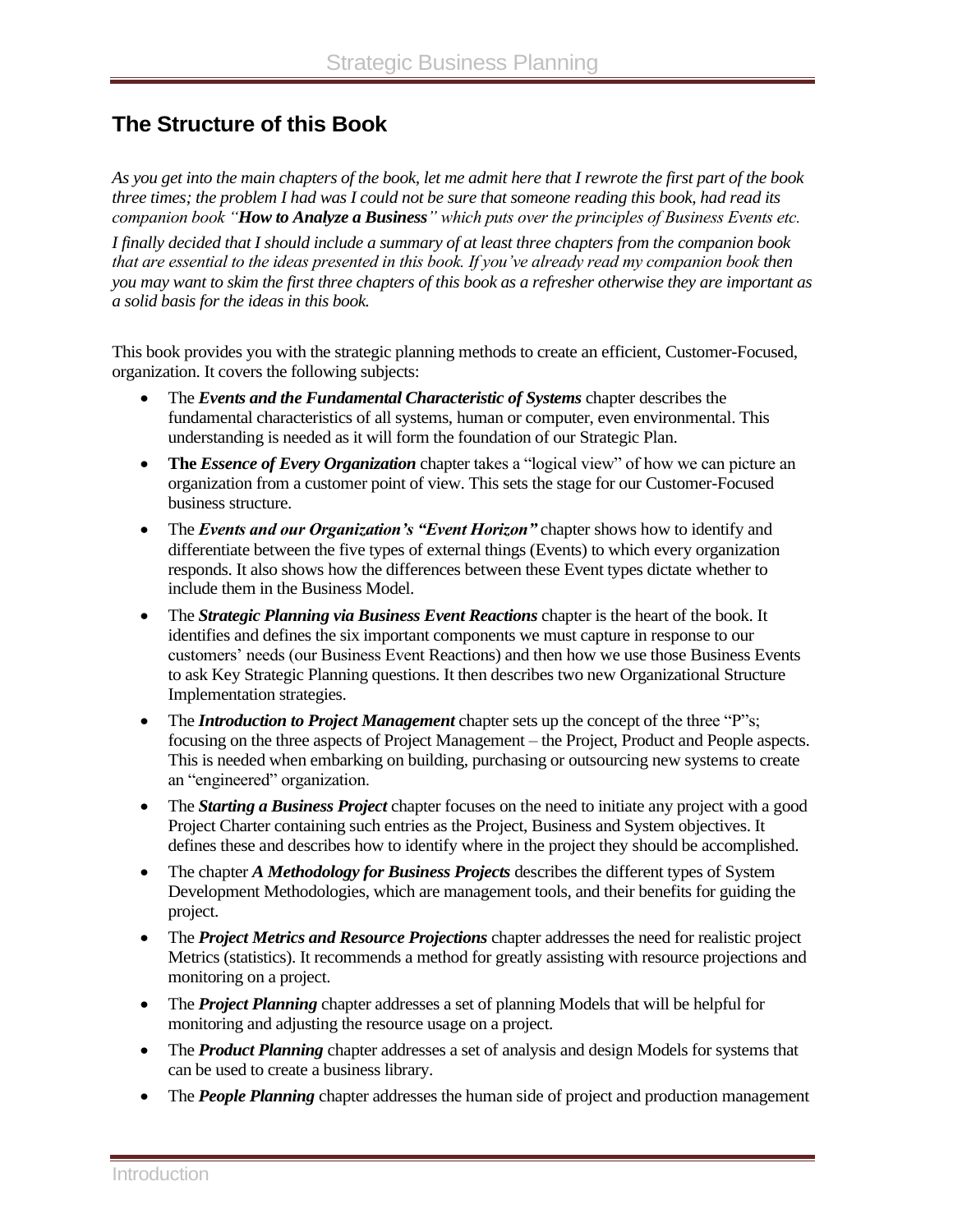## The Structure of this Book

*As you get into the main chapters of the book, let me admit here that I rewrote the first part of the book three times; the problem I had was I could not be sure that someone reading this book, had read its companion book "**How to Analyze a Business**" which puts over the principles of Business Events etc.*

*I finally decided that I should include a summary of at least three chapters from the companion book that are essential to the ideas presented in this book. If you've already read my companion book then you may want to skim the first three chapters of this book as a refresher otherwise they are important as a solid basis for the ideas in this book.*

This book provides you with the strategic planning methods to create an efficient, Customer-Focused, organization. It covers the following subjects:

- The ***Events and the Fundamental Characteristic of Systems*** chapter describes the fundamental characteristics of all systems, human or computer, even environmental. This understanding is needed as it will form the foundation of our Strategic Plan.
- **The *Essence of Every Organization*** chapter takes a "logical view" of how we can picture an organization from a customer point of view. This sets the stage for our Customer-Focused business structure.
- The ***Events and our Organization's "Event Horizon"*** chapter shows how to identify and differentiate between the five types of external things (Events) to which every organization responds. It also shows how the differences between these Event types dictate whether to include them in the Business Model.
- The ***Strategic Planning via Business Event Reactions*** chapter is the heart of the book. It identifies and defines the six important components we must capture in response to our customers' needs (our Business Event Reactions) and then how we use those Business Events to ask Key Strategic Planning questions. It then describes two new Organizational Structure Implementation strategies.
- The ***Introduction to Project Management*** chapter sets up the concept of the three "P"s; focusing on the three aspects of Project Management – the Project, Product and People aspects. This is needed when embarking on building, purchasing or outsourcing new systems to create an "engineered" organization.
- The ***Starting a Business Project*** chapter focuses on the need to initiate any project with a good Project Charter containing such entries as the Project, Business and System objectives. It defines these and describes how to identify where in the project they should be accomplished.
- The chapter ***A Methodology for Business Projects*** describes the different types of System Development Methodologies, which are management tools, and their benefits for guiding the project.
- The ***Project Metrics and Resource Projections*** chapter addresses the need for realistic project Metrics (statistics). It recommends a method for greatly assisting with resource projections and monitoring on a project.
- The ***Project Planning*** chapter addresses a set of planning Models that will be helpful for monitoring and adjusting the resource usage on a project.
- The ***Product Planning*** chapter addresses a set of analysis and design Models for systems that can be used to create a business library.
- The ***People Planning*** chapter addresses the human side of project and production management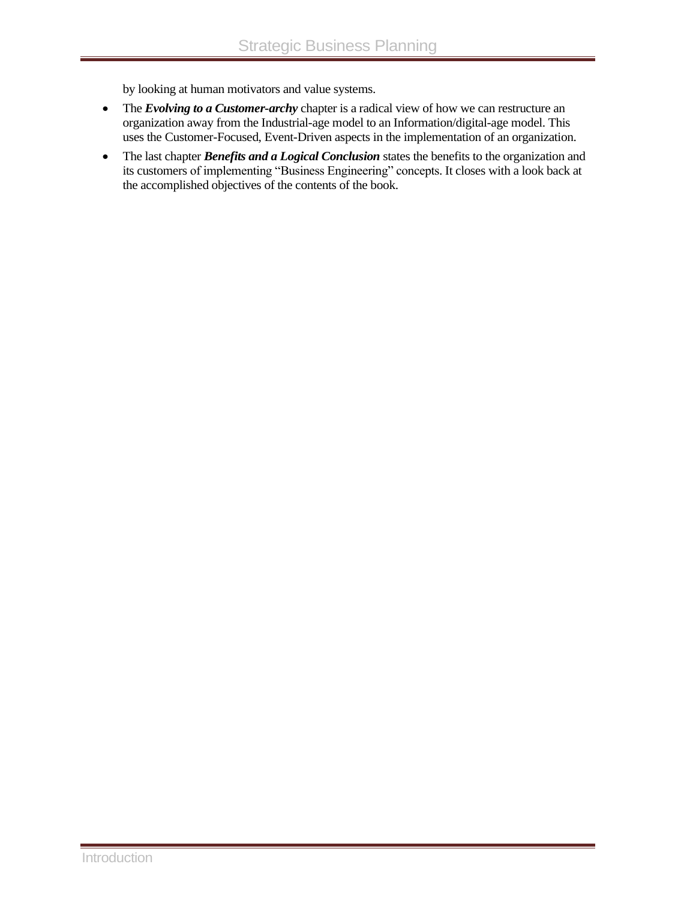by looking at human motivators and value systems.

- The ***Evolving to a Customer-archy*** chapter is a radical view of how we can restructure an organization away from the Industrial-age model to an Information/digital-age model. This uses the Customer-Focused, Event-Driven aspects in the implementation of an organization.
- The last chapter ***Benefits and a Logical Conclusion*** states the benefits to the organization and its customers of implementing "Business Engineering" concepts. It closes with a look back at the accomplished objectives of the contents of the book.